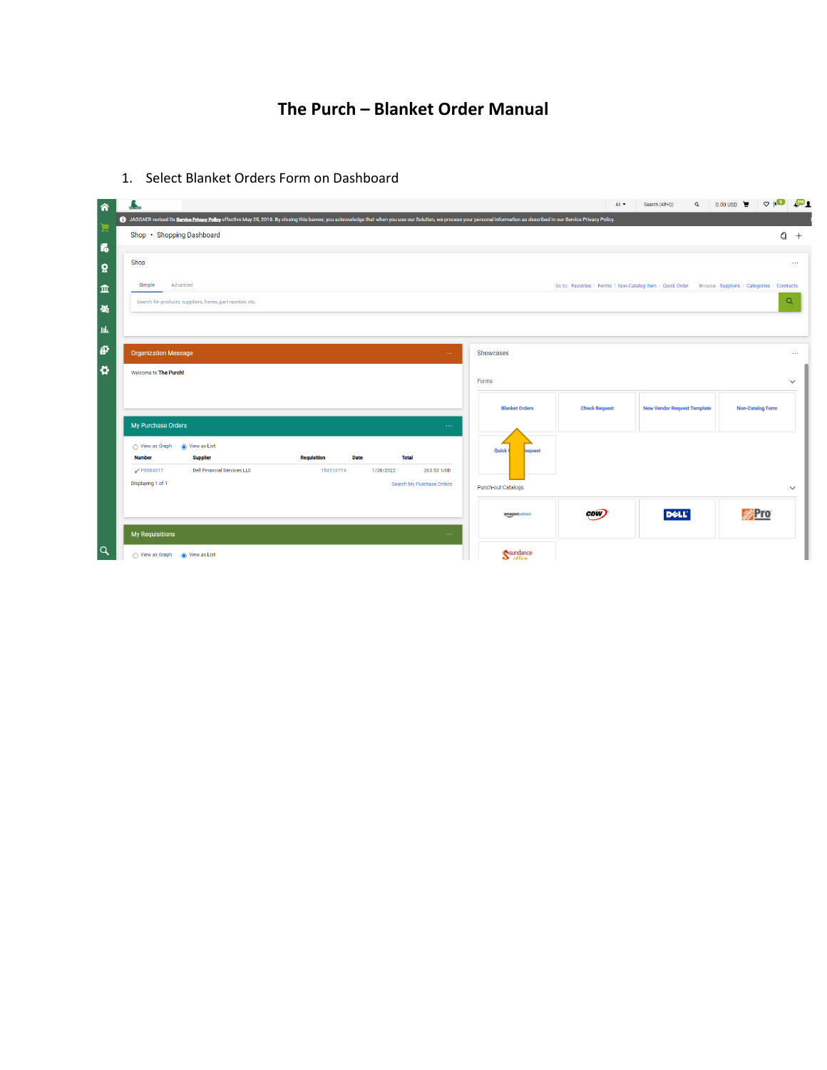# The Purch – Blanket Order Manual

1. Select Blanket Orders Form on Dashboard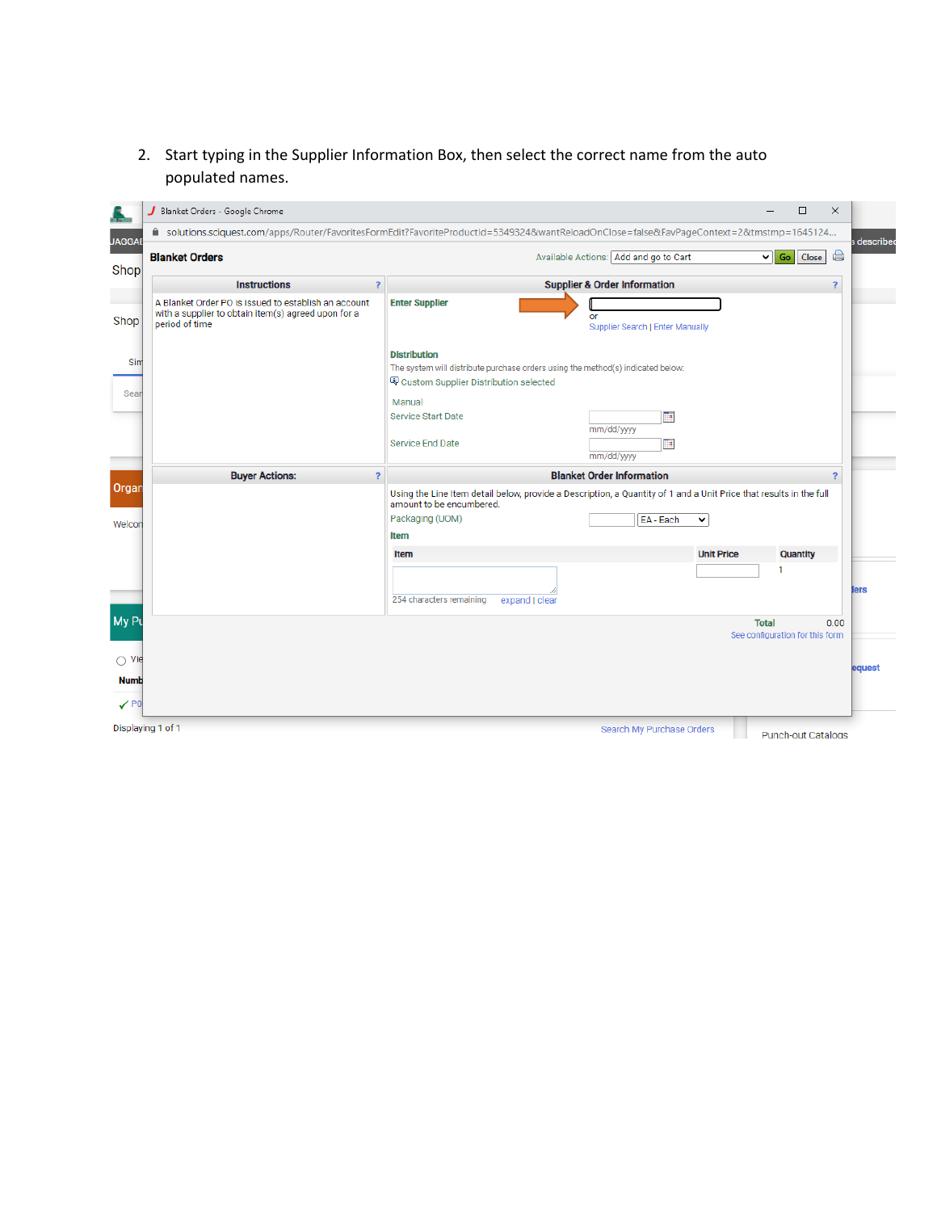2. Start typing in the Supplier Information Box, then select the correct name from the auto populated names.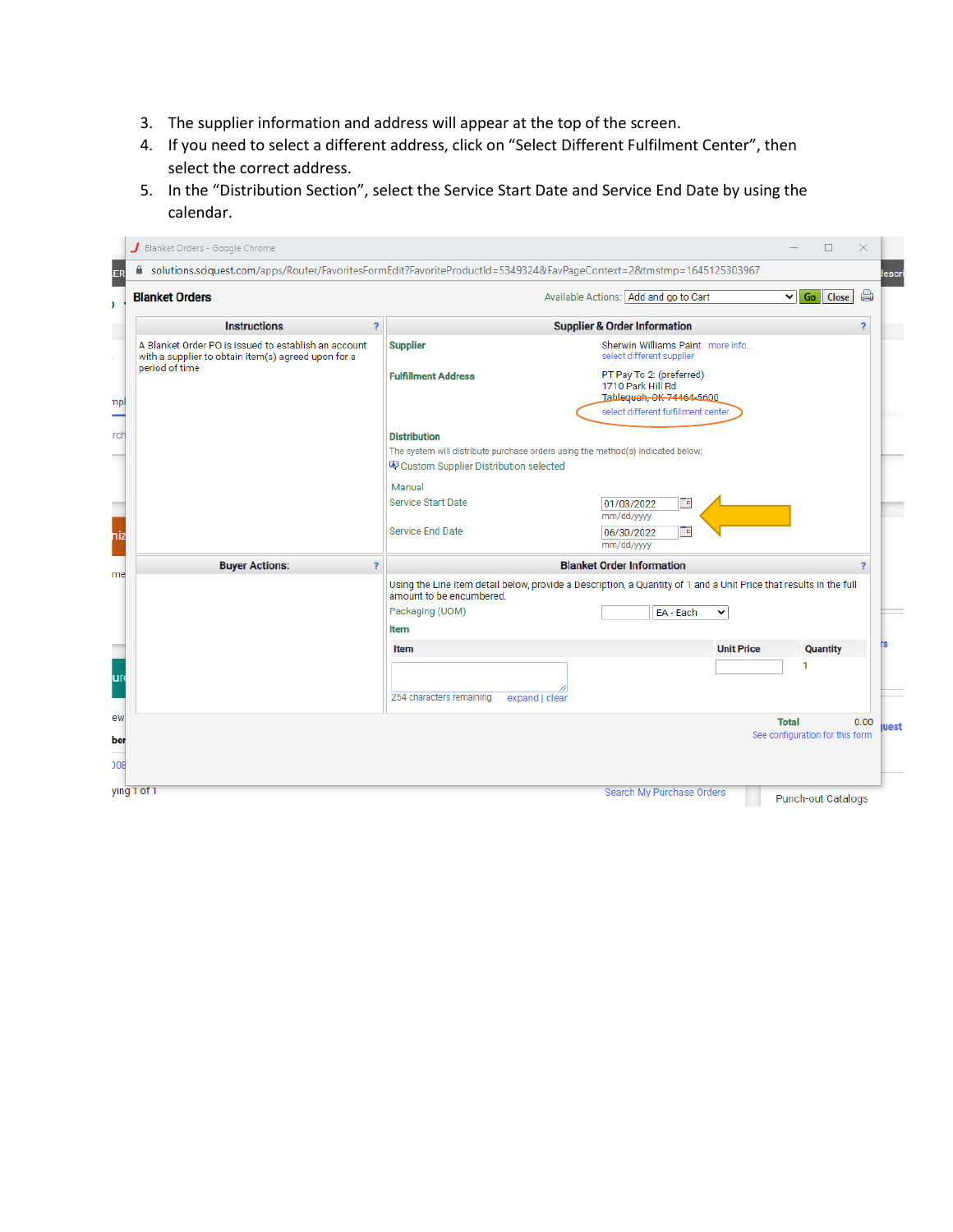3. The supplier information and address will appear at the top of the screen.
4. If you need to select a different address, click on “Select Different Fulfilment Center”, then select the correct address.
5. In the “Distribution Section”, select the Service Start Date and Service End Date by using the calendar.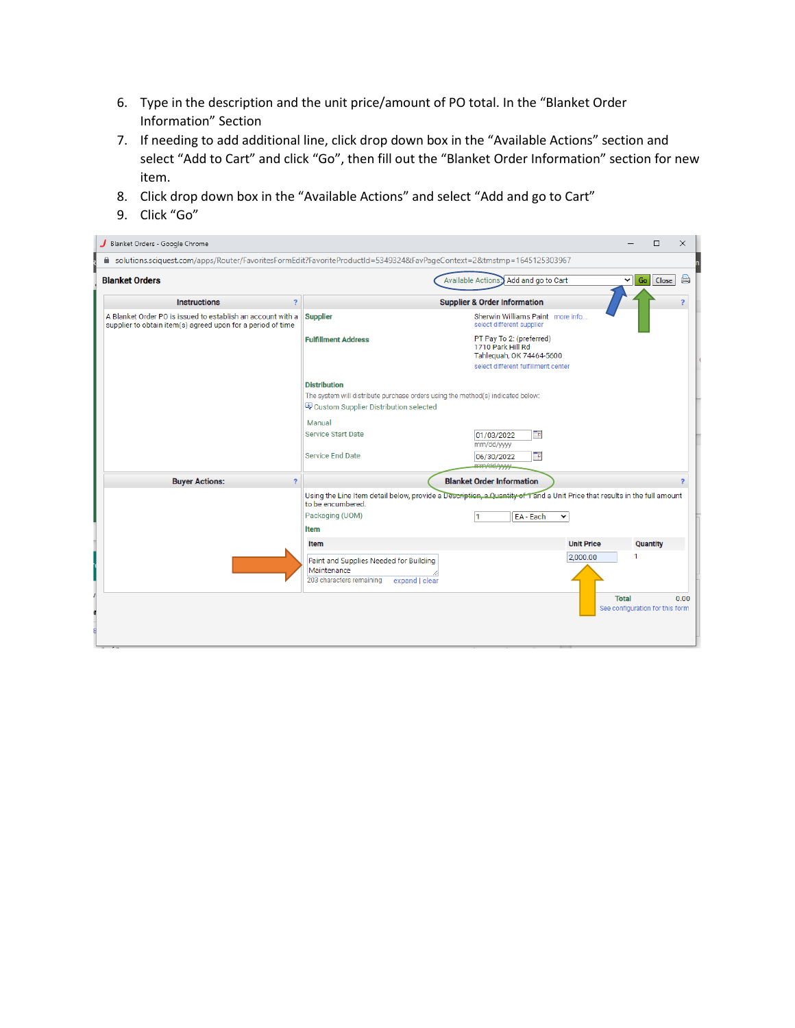6. Type in the description and the unit price/amount of PO total. In the “Blanket Order Information” Section
7. If needing to add additional line, click drop down box in the “Available Actions” section and select “Add to Cart” and click “Go”, then fill out the “Blanket Order Information” section for new item.
8. Click drop down box in the “Available Actions” and select “Add and go to Cart”
9. Click “Go”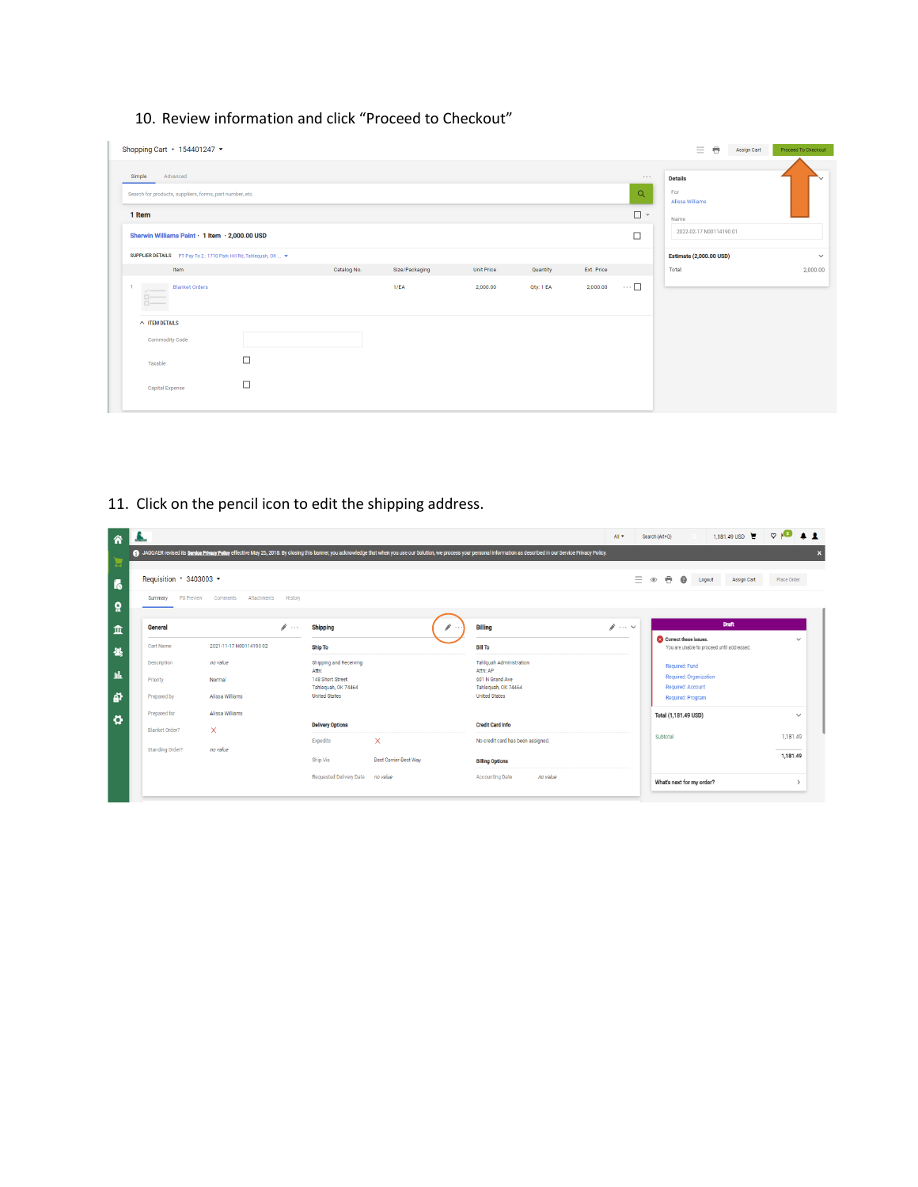10. Review information and click “Proceed to Checkout”

11. Click on the pencil icon to edit the shipping address.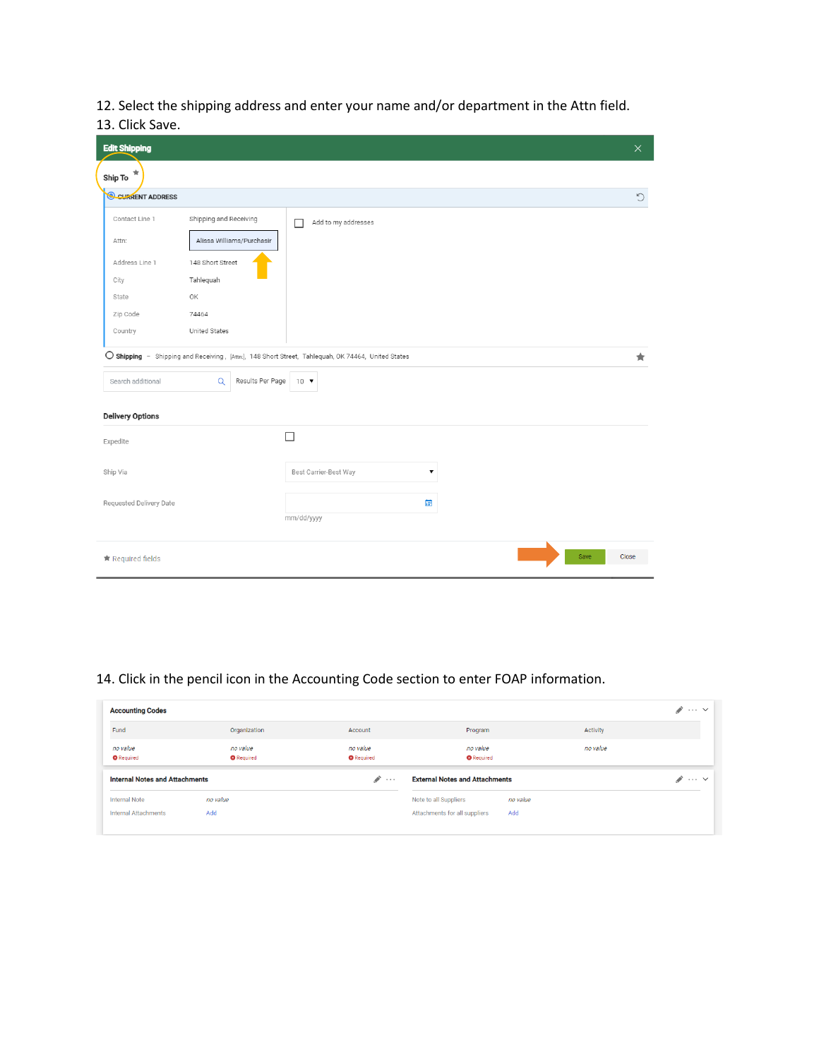12. Select the shipping address and enter your name and/or department in the Attn field.
13. Click Save.

Edit Shipping

Ship To

CURRENT ADDRESS

| | |
|---|---|
| Contact Line 1 | Shipping and Receiving |
| Attn: | Alissa Williams/Purchasir |
| Address Line 1 | 148 Short Street |
| City | Tahlequah |
| State | OK |
| Zip Code | 74464 |
| Country | United States |

Add to my addresses

Shipping – Shipping and Receiving, [Attn:], 148 Short Street, Tahlequah, OK 74464, United States

Search additional

Results Per Page 10

Delivery Options

| | |
|---|---|
| Expedite | |
| Ship Via | Best Carrier-Best Way |
| Requested Delivery Date | mm/dd/yyyy |

Required fields

Save

Close

14. Click in the pencil icon in the Accounting Code section to enter FOAP information.

Accounting Codes

| Fund | Organization | Account | Program | Activity |
|---|---|---|---|---|
| no value Required | no value Required | no value Required | no value Required | no value |

Internal Notes and Attachments

| | |
|---|---|
| Internal Note | no value |
| Internal Attachments | Add |

External Notes and Attachments

| | |
|---|---|
| Note to all Suppliers | no value |
| Attachments for all suppliers | Add |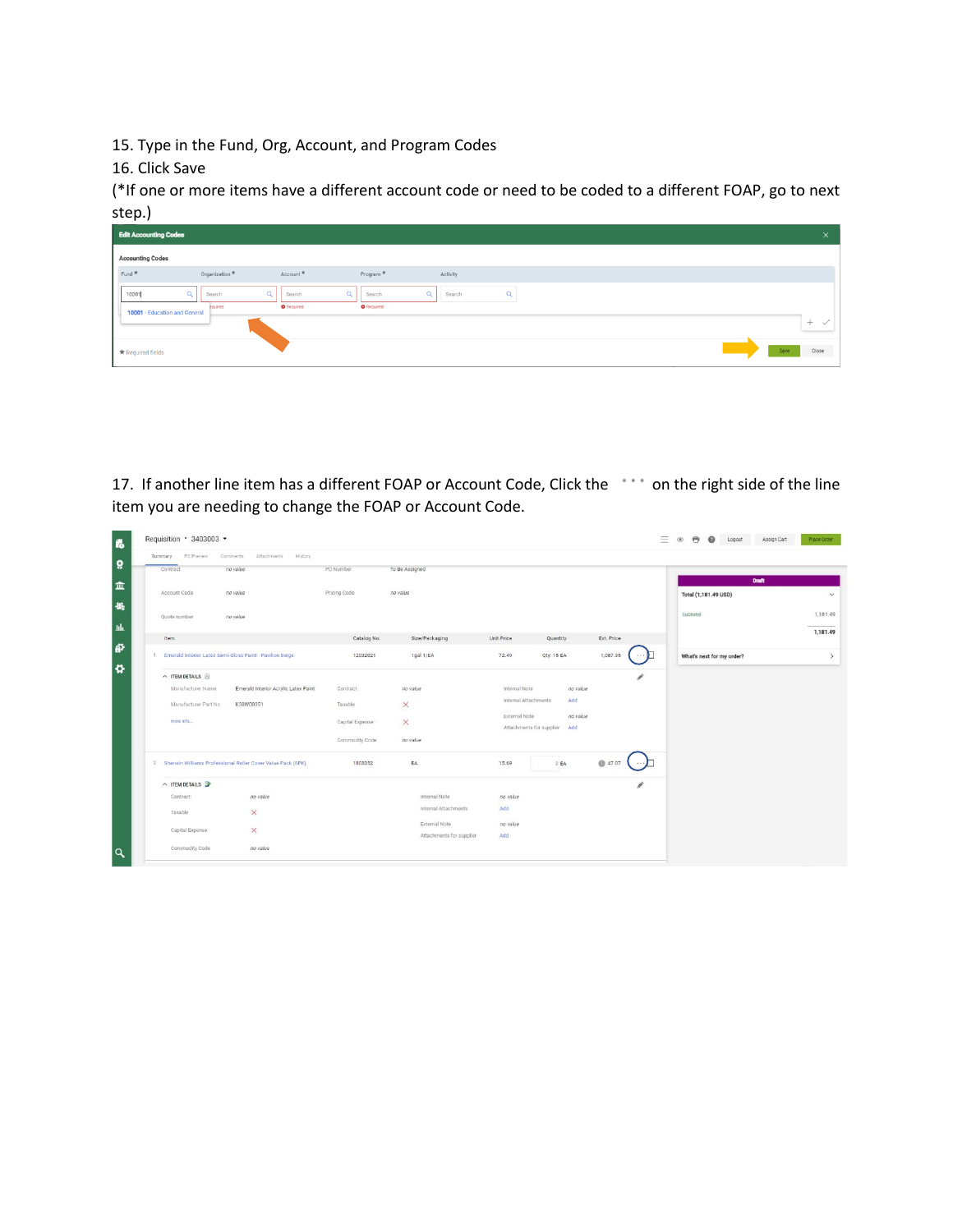15. Type in the Fund, Org, Account, and Program Codes

16. Click Save

(*If one or more items have a different account code or need to be coded to a different FOAP, go to next step.)

17. If another line item has a different FOAP or Account Code, Click the ··· on the right side of the line item you are needing to change the FOAP or Account Code.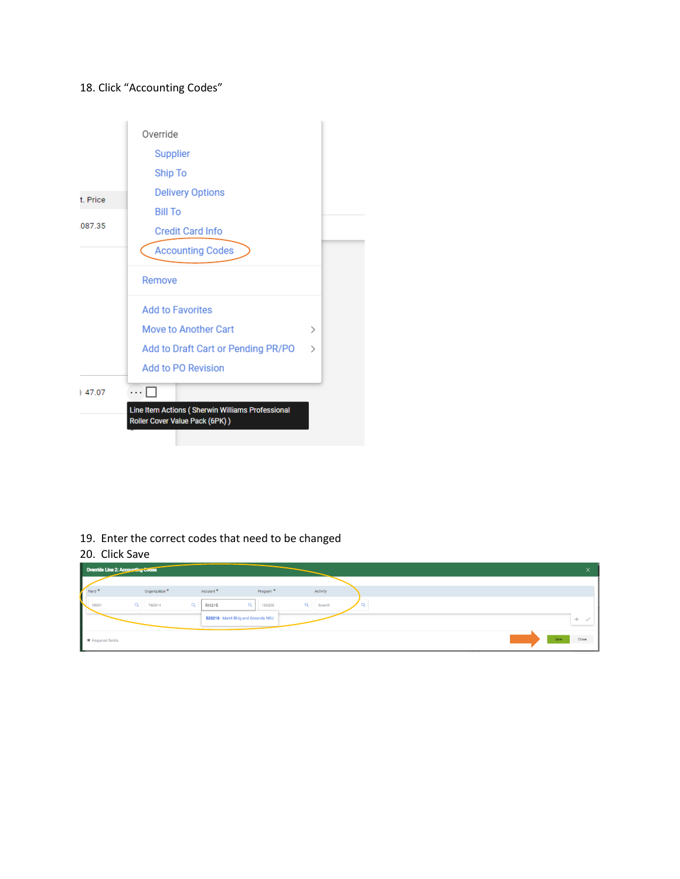18. Click “Accounting Codes”

19. Enter the correct codes that need to be changed
20. Click Save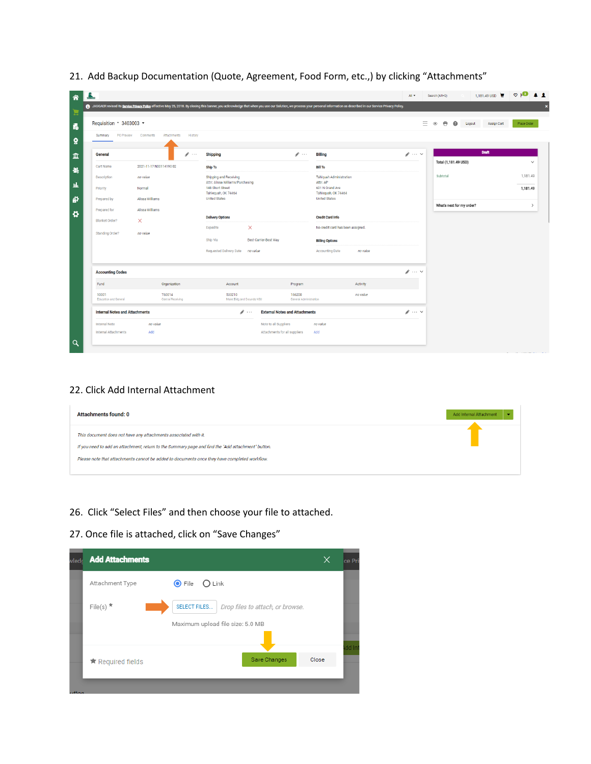21. Add Backup Documentation (Quote, Agreement, Food Form, etc.,) by clicking "Attachments"

22. Click Add Internal Attachment

26. Click "Select Files" and then choose your file to attached.

27. Once file is attached, click on "Save Changes"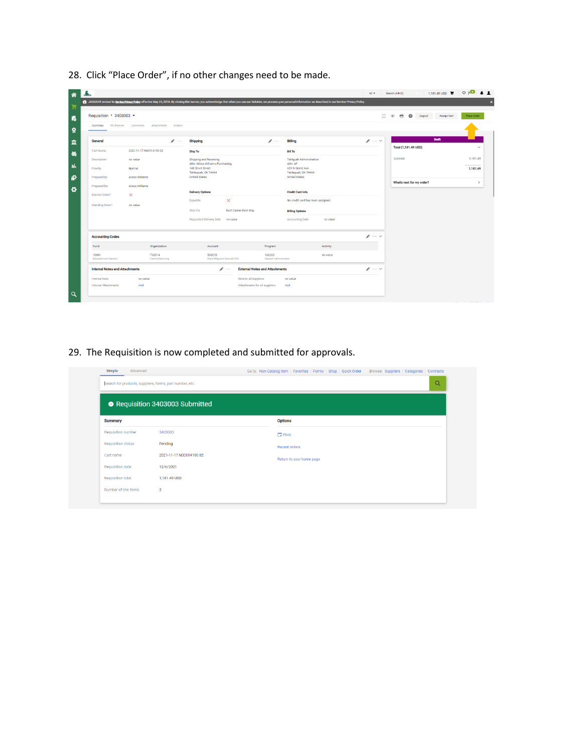28. Click "Place Order", if no other changes need to be made.

29. The Requisition is now completed and submitted for approvals.